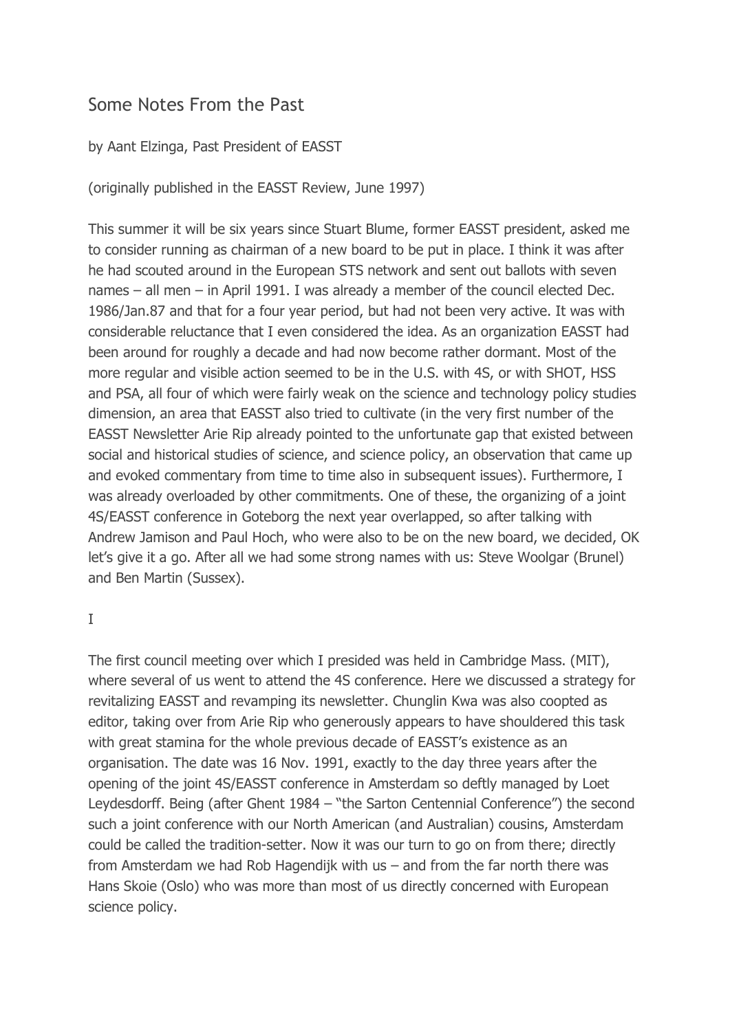# Some Notes From the Past

by Aant Elzinga, Past President of EASST

(originally published in the EASST Review, June 1997)

This summer it will be six years since Stuart Blume, former EASST president, asked me to consider running as chairman of a new board to be put in place. I think it was after he had scouted around in the European STS network and sent out ballots with seven names – all men – in April 1991. I was already a member of the council elected Dec. 1986/Jan.87 and that for a four year period, but had not been very active. It was with considerable reluctance that I even considered the idea. As an organization EASST had been around for roughly a decade and had now become rather dormant. Most of the more regular and visible action seemed to be in the U.S. with 4S, or with SHOT, HSS and PSA, all four of which were fairly weak on the science and technology policy studies dimension, an area that EASST also tried to cultivate (in the very first number of the EASST Newsletter Arie Rip already pointed to the unfortunate gap that existed between social and historical studies of science, and science policy, an observation that came up and evoked commentary from time to time also in subsequent issues). Furthermore, I was already overloaded by other commitments. One of these, the organizing of a joint 4S/EASST conference in Goteborg the next year overlapped, so after talking with Andrew Jamison and Paul Hoch, who were also to be on the new board, we decided, OK let's give it a go. After all we had some strong names with us: Steve Woolgar (Brunel) and Ben Martin (Sussex).

## I

The first council meeting over which I presided was held in Cambridge Mass. (MIT), where several of us went to attend the 4S conference. Here we discussed a strategy for revitalizing EASST and revamping its newsletter. Chunglin Kwa was also coopted as editor, taking over from Arie Rip who generously appears to have shouldered this task with great stamina for the whole previous decade of EASST's existence as an organisation. The date was 16 Nov. 1991, exactly to the day three years after the opening of the joint 4S/EASST conference in Amsterdam so deftly managed by Loet Leydesdorff. Being (after Ghent 1984 – "the Sarton Centennial Conference") the second such a joint conference with our North American (and Australian) cousins, Amsterdam could be called the tradition-setter. Now it was our turn to go on from there; directly from Amsterdam we had Rob Hagendijk with us – and from the far north there was Hans Skoie (Oslo) who was more than most of us directly concerned with European science policy.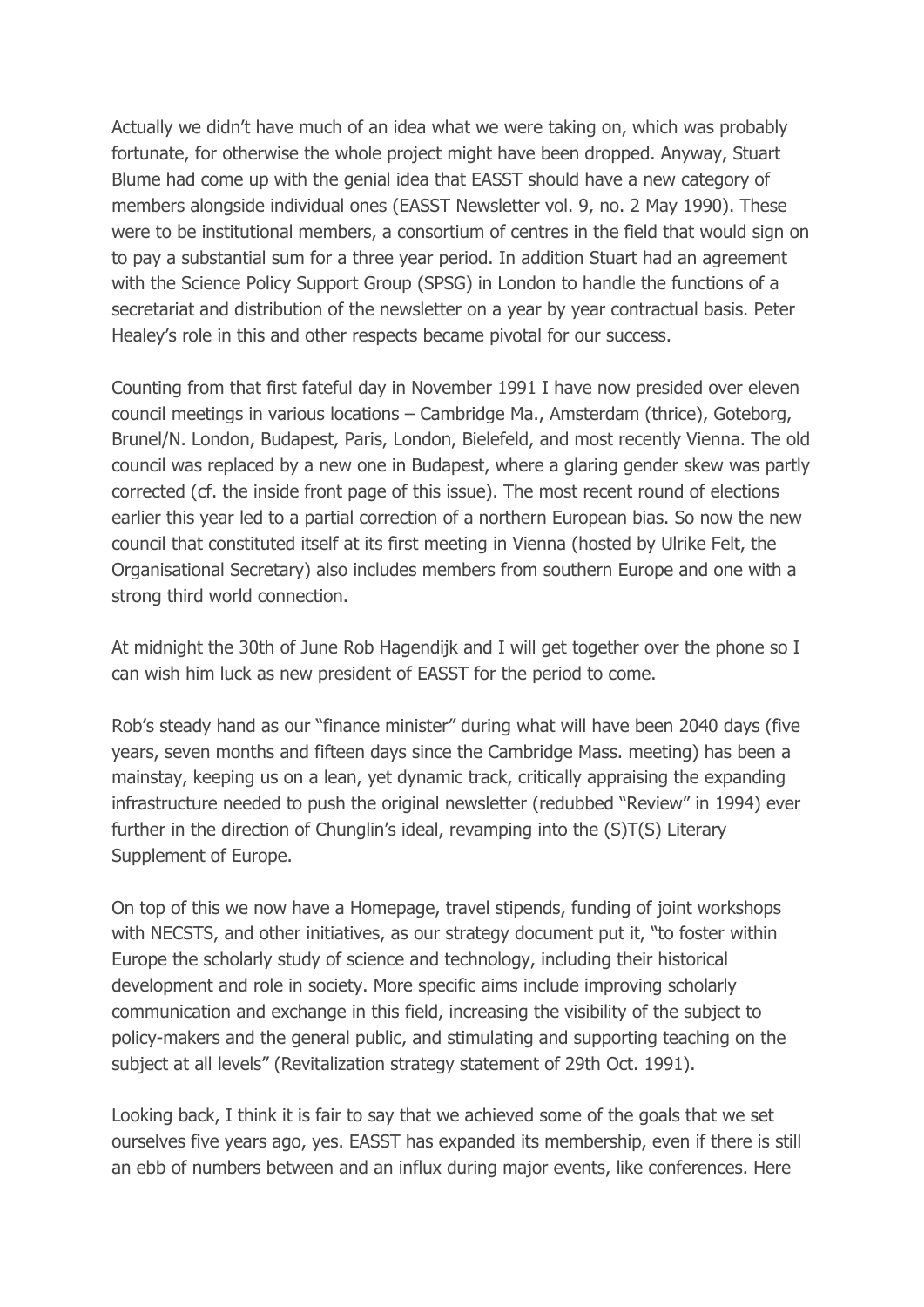Actually we didn't have much of an idea what we were taking on, which was probably fortunate, for otherwise the whole project might have been dropped. Anyway, Stuart Blume had come up with the genial idea that EASST should have a new category of members alongside individual ones (EASST Newsletter vol. 9, no. 2 May 1990). These were to be institutional members, a consortium of centres in the field that would sign on to pay a substantial sum for a three year period. In addition Stuart had an agreement with the Science Policy Support Group (SPSG) in London to handle the functions of a secretariat and distribution of the newsletter on a year by year contractual basis. Peter Healey's role in this and other respects became pivotal for our success.

Counting from that first fateful day in November 1991 I have now presided over eleven council meetings in various locations – Cambridge Ma., Amsterdam (thrice), Goteborg, Brunel/N. London, Budapest, Paris, London, Bielefeld, and most recently Vienna. The old council was replaced by a new one in Budapest, where a glaring gender skew was partly corrected (cf. the inside front page of this issue). The most recent round of elections earlier this year led to a partial correction of a northern European bias. So now the new council that constituted itself at its first meeting in Vienna (hosted by Ulrike Felt, the Organisational Secretary) also includes members from southern Europe and one with a strong third world connection.

At midnight the 30th of June Rob Hagendijk and I will get together over the phone so I can wish him luck as new president of EASST for the period to come.

Rob's steady hand as our "finance minister" during what will have been 2040 days (five years, seven months and fifteen days since the Cambridge Mass. meeting) has been a mainstay, keeping us on a lean, yet dynamic track, critically appraising the expanding infrastructure needed to push the original newsletter (redubbed "Review" in 1994) ever further in the direction of Chunglin's ideal, revamping into the (S)T(S) Literary Supplement of Europe.

On top of this we now have a Homepage, travel stipends, funding of joint workshops with NECSTS, and other initiatives, as our strategy document put it, "to foster within Europe the scholarly study of science and technology, including their historical development and role in society. More specific aims include improving scholarly communication and exchange in this field, increasing the visibility of the subject to policy-makers and the general public, and stimulating and supporting teaching on the subject at all levels" (Revitalization strategy statement of 29th Oct. 1991).

Looking back, I think it is fair to say that we achieved some of the goals that we set ourselves five years ago, yes. EASST has expanded its membership, even if there is still an ebb of numbers between and an influx during major events, like conferences. Here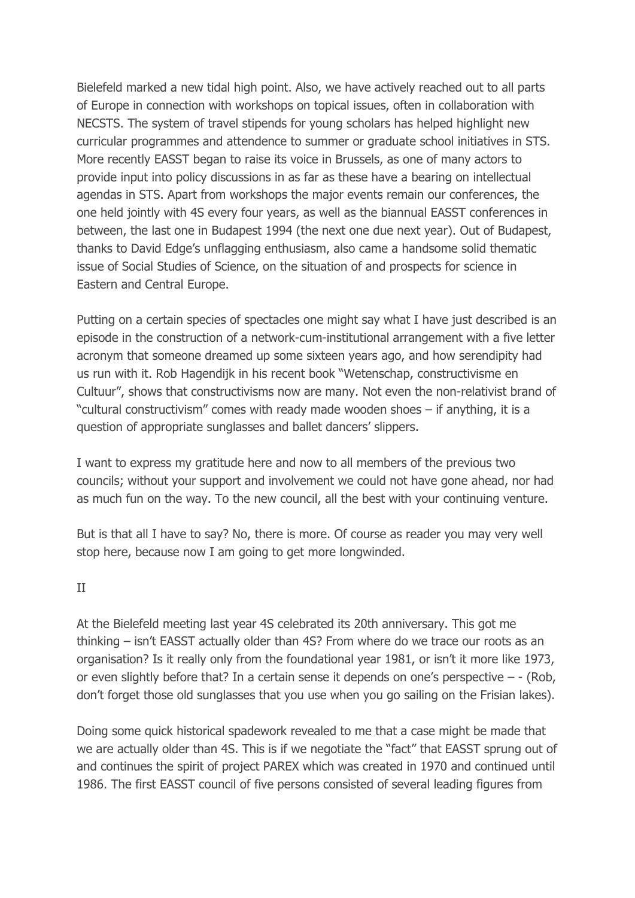Bielefeld marked a new tidal high point. Also, we have actively reached out to all parts of Europe in connection with workshops on topical issues, often in collaboration with NECSTS. The system of travel stipends for young scholars has helped highlight new curricular programmes and attendence to summer or graduate school initiatives in STS. More recently EASST began to raise its voice in Brussels, as one of many actors to provide input into policy discussions in as far as these have a bearing on intellectual agendas in STS. Apart from workshops the major events remain our conferences, the one held jointly with 4S every four years, as well as the biannual EASST conferences in between, the last one in Budapest 1994 (the next one due next year). Out of Budapest, thanks to David Edge's unflagging enthusiasm, also came a handsome solid thematic issue of Social Studies of Science, on the situation of and prospects for science in Eastern and Central Europe.

Putting on a certain species of spectacles one might say what I have just described is an episode in the construction of a network-cum-institutional arrangement with a five letter acronym that someone dreamed up some sixteen years ago, and how serendipity had us run with it. Rob Hagendijk in his recent book "Wetenschap, constructivisme en Cultuur", shows that constructivisms now are many. Not even the non-relativist brand of "cultural constructivism" comes with ready made wooden shoes – if anything, it is a question of appropriate sunglasses and ballet dancers' slippers.

I want to express my gratitude here and now to all members of the previous two councils; without your support and involvement we could not have gone ahead, nor had as much fun on the way. To the new council, all the best with your continuing venture.

But is that all I have to say? No, there is more. Of course as reader you may very well stop here, because now I am going to get more longwinded.

## II

At the Bielefeld meeting last year 4S celebrated its 20th anniversary. This got me thinking – isn't EASST actually older than 4S? From where do we trace our roots as an organisation? Is it really only from the foundational year 1981, or isn't it more like 1973, or even slightly before that? In a certain sense it depends on one's perspective – - (Rob, don't forget those old sunglasses that you use when you go sailing on the Frisian lakes).

Doing some quick historical spadework revealed to me that a case might be made that we are actually older than 4S. This is if we negotiate the "fact" that EASST sprung out of and continues the spirit of project PAREX which was created in 1970 and continued until 1986. The first EASST council of five persons consisted of several leading figures from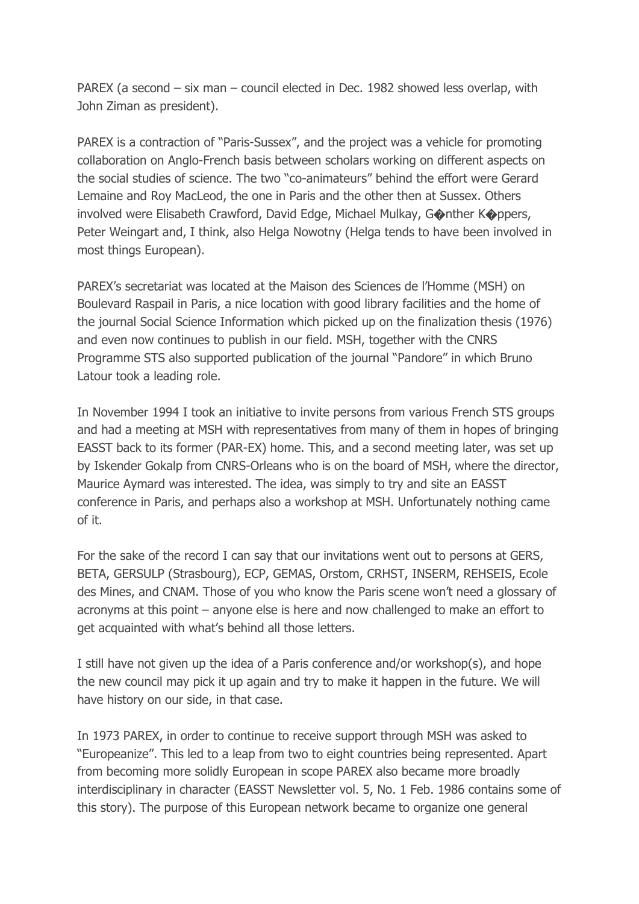PAREX (a second – six man – council elected in Dec. 1982 showed less overlap, with John Ziman as president).

PAREX is a contraction of "Paris-Sussex", and the project was a vehicle for promoting collaboration on Anglo-French basis between scholars working on different aspects on the social studies of science. The two "co-animateurs" behind the effort were Gerard Lemaine and Roy MacLeod, the one in Paris and the other then at Sussex. Others involved were Elisabeth Crawford, David Edge, Michael Mulkay, G�nther K�ppers, Peter Weingart and, I think, also Helga Nowotny (Helga tends to have been involved in most things European).

PAREX's secretariat was located at the Maison des Sciences de l'Homme (MSH) on Boulevard Raspail in Paris, a nice location with good library facilities and the home of the journal Social Science Information which picked up on the finalization thesis (1976) and even now continues to publish in our field. MSH, together with the CNRS Programme STS also supported publication of the journal "Pandore" in which Bruno Latour took a leading role.

In November 1994 I took an initiative to invite persons from various French STS groups and had a meeting at MSH with representatives from many of them in hopes of bringing EASST back to its former (PAR-EX) home. This, and a second meeting later, was set up by Iskender Gokalp from CNRS-Orleans who is on the board of MSH, where the director, Maurice Aymard was interested. The idea, was simply to try and site an EASST conference in Paris, and perhaps also a workshop at MSH. Unfortunately nothing came of it.

For the sake of the record I can say that our invitations went out to persons at GERS, BETA, GERSULP (Strasbourg), ECP, GEMAS, Orstom, CRHST, INSERM, REHSEIS, Ecole des Mines, and CNAM. Those of you who know the Paris scene won't need a glossary of acronyms at this point – anyone else is here and now challenged to make an effort to get acquainted with what's behind all those letters.

I still have not given up the idea of a Paris conference and/or workshop(s), and hope the new council may pick it up again and try to make it happen in the future. We will have history on our side, in that case.

In 1973 PAREX, in order to continue to receive support through MSH was asked to "Europeanize". This led to a leap from two to eight countries being represented. Apart from becoming more solidly European in scope PAREX also became more broadly interdisciplinary in character (EASST Newsletter vol. 5, No. 1 Feb. 1986 contains some of this story). The purpose of this European network became to organize one general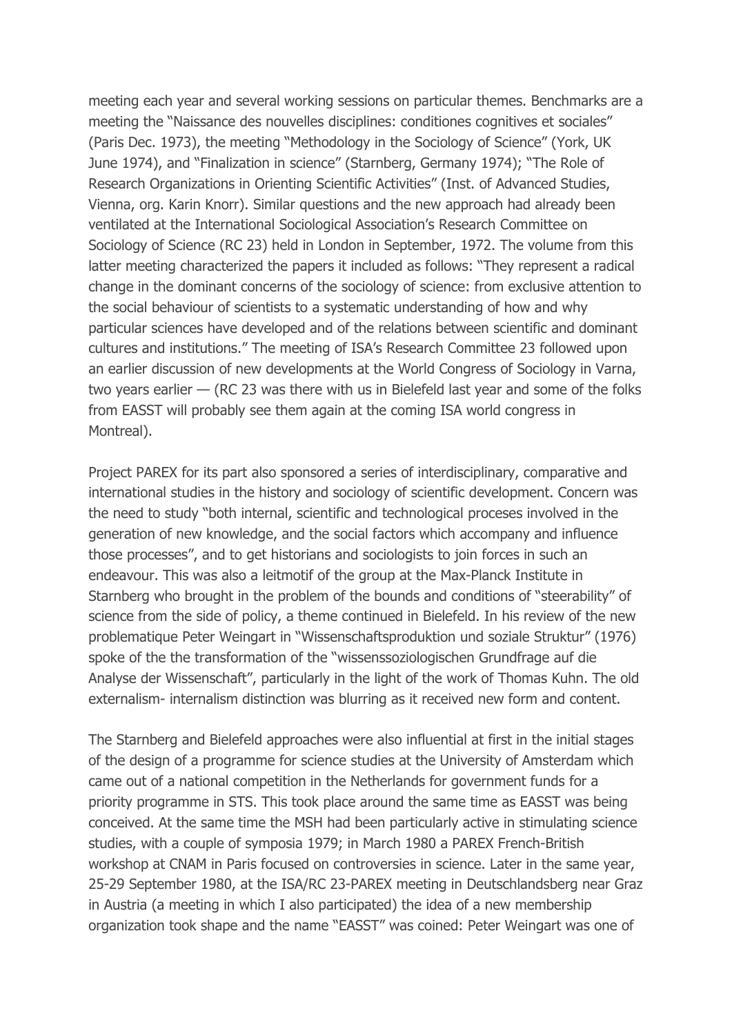meeting each year and several working sessions on particular themes. Benchmarks are a meeting the "Naissance des nouvelles disciplines: conditiones cognitives et sociales" (Paris Dec. 1973), the meeting "Methodology in the Sociology of Science" (York, UK June 1974), and "Finalization in science" (Starnberg, Germany 1974); "The Role of Research Organizations in Orienting Scientific Activities" (Inst. of Advanced Studies, Vienna, org. Karin Knorr). Similar questions and the new approach had already been ventilated at the International Sociological Association's Research Committee on Sociology of Science (RC 23) held in London in September, 1972. The volume from this latter meeting characterized the papers it included as follows: "They represent a radical change in the dominant concerns of the sociology of science: from exclusive attention to the social behaviour of scientists to a systematic understanding of how and why particular sciences have developed and of the relations between scientific and dominant cultures and institutions." The meeting of ISA's Research Committee 23 followed upon an earlier discussion of new developments at the World Congress of Sociology in Varna, two years earlier — (RC 23 was there with us in Bielefeld last year and some of the folks from EASST will probably see them again at the coming ISA world congress in Montreal).

Project PAREX for its part also sponsored a series of interdisciplinary, comparative and international studies in the history and sociology of scientific development. Concern was the need to study "both internal, scientific and technological proceses involved in the generation of new knowledge, and the social factors which accompany and influence those processes", and to get historians and sociologists to join forces in such an endeavour. This was also a leitmotif of the group at the Max-Planck Institute in Starnberg who brought in the problem of the bounds and conditions of "steerability" of science from the side of policy, a theme continued in Bielefeld. In his review of the new problematique Peter Weingart in "Wissenschaftsproduktion und soziale Struktur" (1976) spoke of the the transformation of the "wissenssoziologischen Grundfrage auf die Analyse der Wissenschaft", particularly in the light of the work of Thomas Kuhn. The old externalism- internalism distinction was blurring as it received new form and content.

The Starnberg and Bielefeld approaches were also influential at first in the initial stages of the design of a programme for science studies at the University of Amsterdam which came out of a national competition in the Netherlands for government funds for a priority programme in STS. This took place around the same time as EASST was being conceived. At the same time the MSH had been particularly active in stimulating science studies, with a couple of symposia 1979; in March 1980 a PAREX French-British workshop at CNAM in Paris focused on controversies in science. Later in the same year, 25-29 September 1980, at the ISA/RC 23-PAREX meeting in Deutschlandsberg near Graz in Austria (a meeting in which I also participated) the idea of a new membership organization took shape and the name "EASST" was coined: Peter Weingart was one of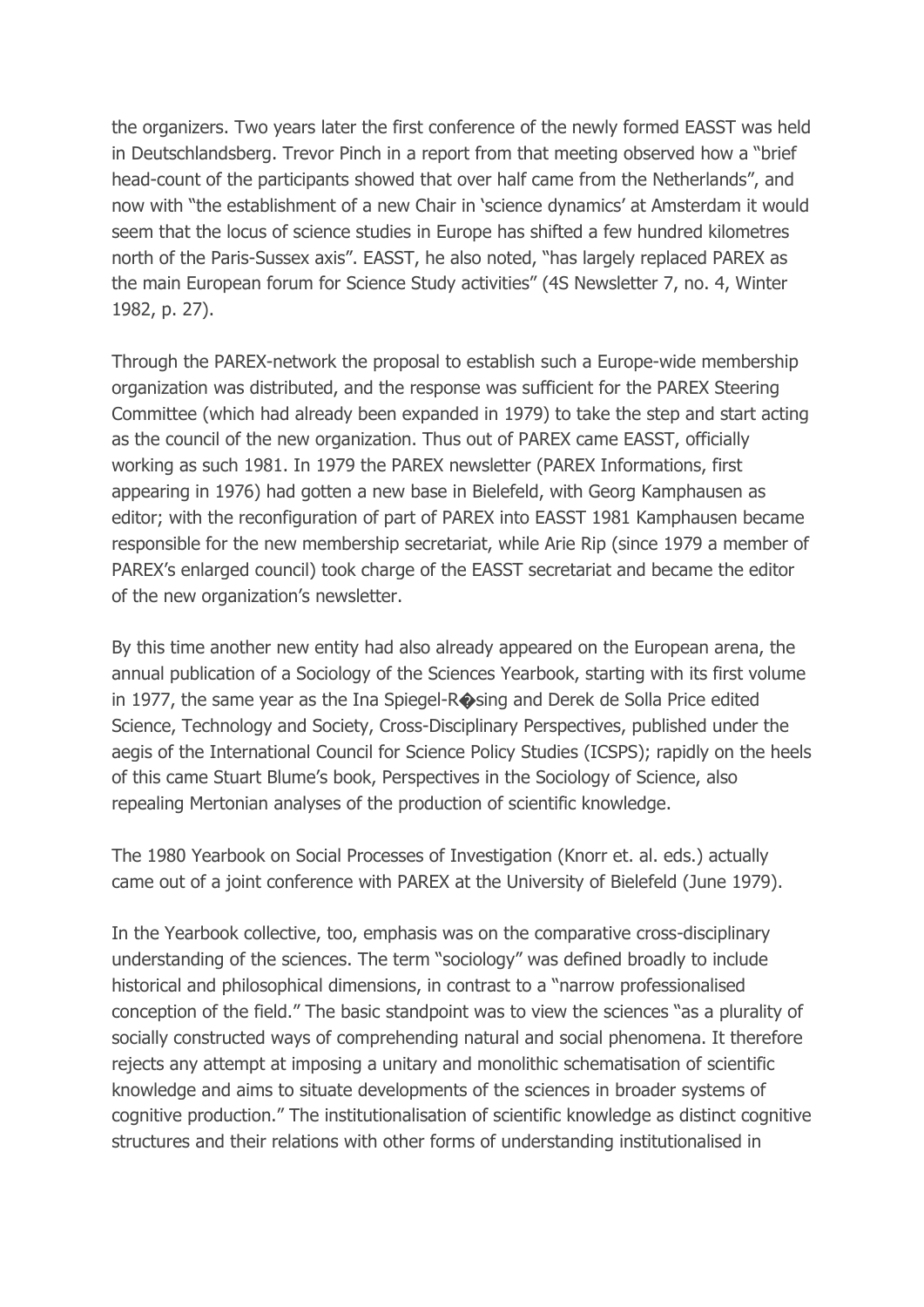the organizers. Two years later the first conference of the newly formed EASST was held in Deutschlandsberg. Trevor Pinch in a report from that meeting observed how a "brief head-count of the participants showed that over half came from the Netherlands", and now with "the establishment of a new Chair in 'science dynamics' at Amsterdam it would seem that the locus of science studies in Europe has shifted a few hundred kilometres north of the Paris-Sussex axis". EASST, he also noted, "has largely replaced PAREX as the main European forum for Science Study activities" (4S Newsletter 7, no. 4, Winter 1982, p. 27).

Through the PAREX-network the proposal to establish such a Europe-wide membership organization was distributed, and the response was sufficient for the PAREX Steering Committee (which had already been expanded in 1979) to take the step and start acting as the council of the new organization. Thus out of PAREX came EASST, officially working as such 1981. In 1979 the PAREX newsletter (PAREX Informations, first appearing in 1976) had gotten a new base in Bielefeld, with Georg Kamphausen as editor; with the reconfiguration of part of PAREX into EASST 1981 Kamphausen became responsible for the new membership secretariat, while Arie Rip (since 1979 a member of PAREX's enlarged council) took charge of the EASST secretariat and became the editor of the new organization's newsletter.

By this time another new entity had also already appeared on the European arena, the annual publication of a Sociology of the Sciences Yearbook, starting with its first volume in 1977, the same year as the Ina Spiegel-R�sing and Derek de Solla Price edited Science, Technology and Society, Cross-Disciplinary Perspectives, published under the aegis of the International Council for Science Policy Studies (ICSPS); rapidly on the heels of this came Stuart Blume's book, Perspectives in the Sociology of Science, also repealing Mertonian analyses of the production of scientific knowledge.

The 1980 Yearbook on Social Processes of Investigation (Knorr et. al. eds.) actually came out of a joint conference with PAREX at the University of Bielefeld (June 1979).

In the Yearbook collective, too, emphasis was on the comparative cross-disciplinary understanding of the sciences. The term "sociology" was defined broadly to include historical and philosophical dimensions, in contrast to a "narrow professionalised conception of the field." The basic standpoint was to view the sciences "as a plurality of socially constructed ways of comprehending natural and social phenomena. It therefore rejects any attempt at imposing a unitary and monolithic schematisation of scientific knowledge and aims to situate developments of the sciences in broader systems of cognitive production." The institutionalisation of scientific knowledge as distinct cognitive structures and their relations with other forms of understanding institutionalised in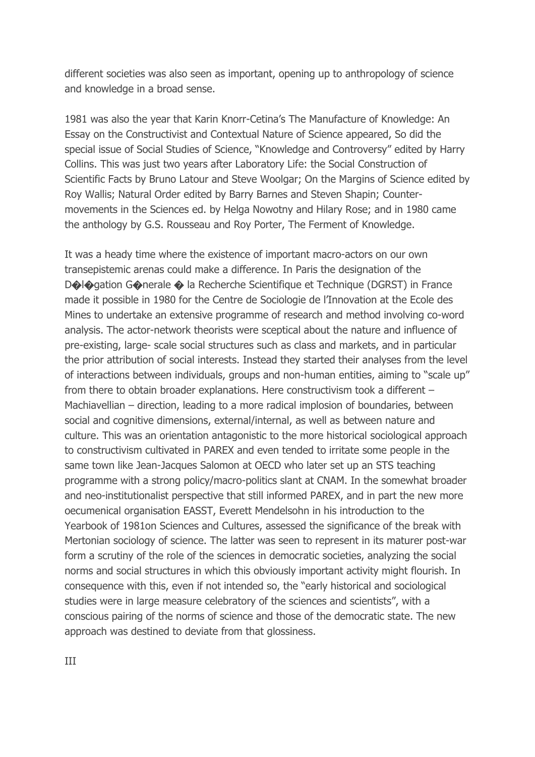different societies was also seen as important, opening up to anthropology of science and knowledge in a broad sense.

1981 was also the year that Karin Knorr-Cetina's The Manufacture of Knowledge: An Essay on the Constructivist and Contextual Nature of Science appeared, So did the special issue of Social Studies of Science, "Knowledge and Controversy" edited by Harry Collins. This was just two years after Laboratory Life: the Social Construction of Scientific Facts by Bruno Latour and Steve Woolgar; On the Margins of Science edited by Roy Wallis; Natural Order edited by Barry Barnes and Steven Shapin; Counter-movements in the Sciences ed. by Helga Nowotny and Hilary Rose; and in 1980 came the anthology by G.S. Rousseau and Roy Porter, The Ferment of Knowledge.

It was a heady time where the existence of important macro-actors on our own transepistemic arenas could make a difference. In Paris the designation of the D�l�gation G�nerale � la Recherche Scientifique et Technique (DGRST) in France made it possible in 1980 for the Centre de Sociologie de l'Innovation at the Ecole des Mines to undertake an extensive programme of research and method involving co-word analysis. The actor-network theorists were sceptical about the nature and influence of pre-existing, large- scale social structures such as class and markets, and in particular the prior attribution of social interests. Instead they started their analyses from the level of interactions between individuals, groups and non-human entities, aiming to "scale up" from there to obtain broader explanations. Here constructivism took a different – Machiavellian – direction, leading to a more radical implosion of boundaries, between social and cognitive dimensions, external/internal, as well as between nature and culture. This was an orientation antagonistic to the more historical sociological approach to constructivism cultivated in PAREX and even tended to irritate some people in the same town like Jean-Jacques Salomon at OECD who later set up an STS teaching programme with a strong policy/macro-politics slant at CNAM. In the somewhat broader and neo-institutionalist perspective that still informed PAREX, and in part the new more oecumenical organisation EASST, Everett Mendelsohn in his introduction to the Yearbook of 1981on Sciences and Cultures, assessed the significance of the break with Mertonian sociology of science. The latter was seen to represent in its maturer post-war form a scrutiny of the role of the sciences in democratic societies, analyzing the social norms and social structures in which this obviously important activity might flourish. In consequence with this, even if not intended so, the "early historical and sociological studies were in large measure celebratory of the sciences and scientists", with a conscious pairing of the norms of science and those of the democratic state. The new approach was destined to deviate from that glossiness.

III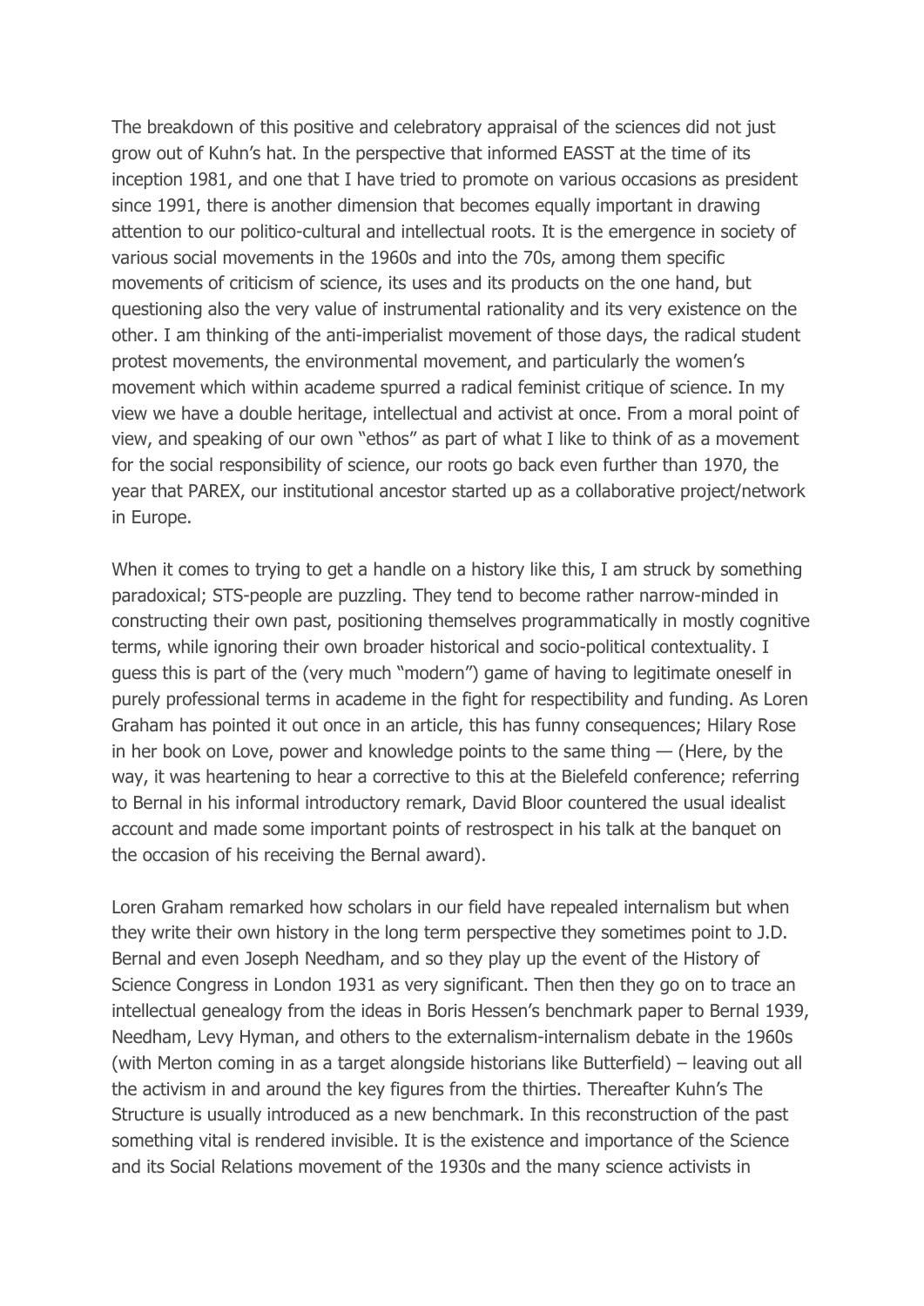The breakdown of this positive and celebratory appraisal of the sciences did not just grow out of Kuhn's hat. In the perspective that informed EASST at the time of its inception 1981, and one that I have tried to promote on various occasions as president since 1991, there is another dimension that becomes equally important in drawing attention to our politico-cultural and intellectual roots. It is the emergence in society of various social movements in the 1960s and into the 70s, among them specific movements of criticism of science, its uses and its products on the one hand, but questioning also the very value of instrumental rationality and its very existence on the other. I am thinking of the anti-imperialist movement of those days, the radical student protest movements, the environmental movement, and particularly the women's movement which within academe spurred a radical feminist critique of science. In my view we have a double heritage, intellectual and activist at once. From a moral point of view, and speaking of our own "ethos" as part of what I like to think of as a movement for the social responsibility of science, our roots go back even further than 1970, the year that PAREX, our institutional ancestor started up as a collaborative project/network in Europe.

When it comes to trying to get a handle on a history like this, I am struck by something paradoxical; STS-people are puzzling. They tend to become rather narrow-minded in constructing their own past, positioning themselves programmatically in mostly cognitive terms, while ignoring their own broader historical and socio-political contextuality. I guess this is part of the (very much "modern") game of having to legitimate oneself in purely professional terms in academe in the fight for respectibility and funding. As Loren Graham has pointed it out once in an article, this has funny consequences; Hilary Rose in her book on Love, power and knowledge points to the same thing — (Here, by the way, it was heartening to hear a corrective to this at the Bielefeld conference; referring to Bernal in his informal introductory remark, David Bloor countered the usual idealist account and made some important points of restrospect in his talk at the banquet on the occasion of his receiving the Bernal award).

Loren Graham remarked how scholars in our field have repealed internalism but when they write their own history in the long term perspective they sometimes point to J.D. Bernal and even Joseph Needham, and so they play up the event of the History of Science Congress in London 1931 as very significant. Then then they go on to trace an intellectual genealogy from the ideas in Boris Hessen's benchmark paper to Bernal 1939, Needham, Levy Hyman, and others to the externalism-internalism debate in the 1960s (with Merton coming in as a target alongside historians like Butterfield) – leaving out all the activism in and around the key figures from the thirties. Thereafter Kuhn's The Structure is usually introduced as a new benchmark. In this reconstruction of the past something vital is rendered invisible. It is the existence and importance of the Science and its Social Relations movement of the 1930s and the many science activists in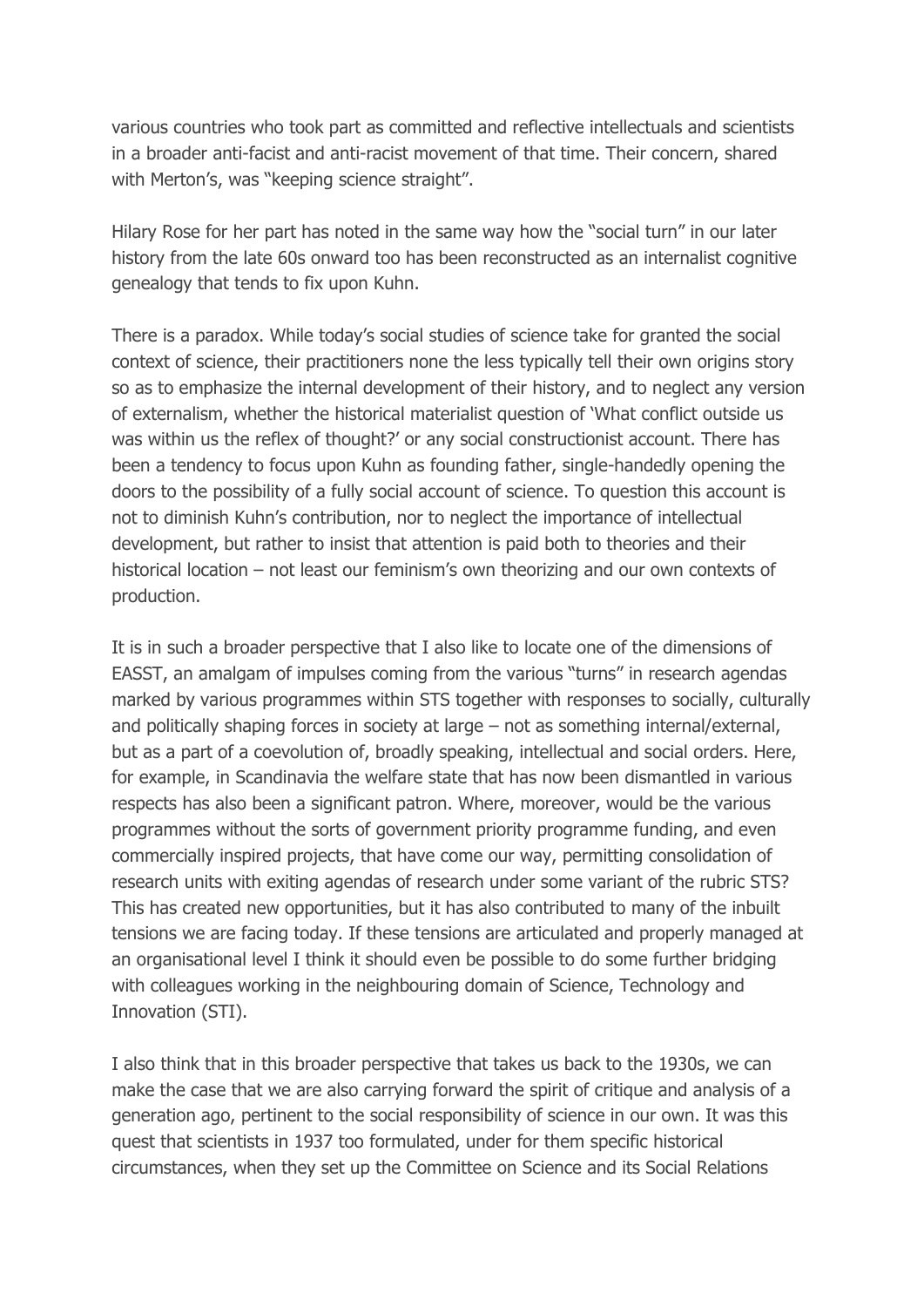various countries who took part as committed and reflective intellectuals and scientists in a broader anti-facist and anti-racist movement of that time. Their concern, shared with Merton's, was "keeping science straight".

Hilary Rose for her part has noted in the same way how the "social turn" in our later history from the late 60s onward too has been reconstructed as an internalist cognitive genealogy that tends to fix upon Kuhn.

There is a paradox. While today's social studies of science take for granted the social context of science, their practitioners none the less typically tell their own origins story so as to emphasize the internal development of their history, and to neglect any version of externalism, whether the historical materialist question of 'What conflict outside us was within us the reflex of thought?' or any social constructionist account. There has been a tendency to focus upon Kuhn as founding father, single-handedly opening the doors to the possibility of a fully social account of science. To question this account is not to diminish Kuhn's contribution, nor to neglect the importance of intellectual development, but rather to insist that attention is paid both to theories and their historical location – not least our feminism's own theorizing and our own contexts of production.

It is in such a broader perspective that I also like to locate one of the dimensions of EASST, an amalgam of impulses coming from the various "turns" in research agendas marked by various programmes within STS together with responses to socially, culturally and politically shaping forces in society at large – not as something internal/external, but as a part of a coevolution of, broadly speaking, intellectual and social orders. Here, for example, in Scandinavia the welfare state that has now been dismantled in various respects has also been a significant patron. Where, moreover, would be the various programmes without the sorts of government priority programme funding, and even commercially inspired projects, that have come our way, permitting consolidation of research units with exiting agendas of research under some variant of the rubric STS? This has created new opportunities, but it has also contributed to many of the inbuilt tensions we are facing today. If these tensions are articulated and properly managed at an organisational level I think it should even be possible to do some further bridging with colleagues working in the neighbouring domain of Science, Technology and Innovation (STI).

I also think that in this broader perspective that takes us back to the 1930s, we can make the case that we are also carrying forward the spirit of critique and analysis of a generation ago, pertinent to the social responsibility of science in our own. It was this quest that scientists in 1937 too formulated, under for them specific historical circumstances, when they set up the Committee on Science and its Social Relations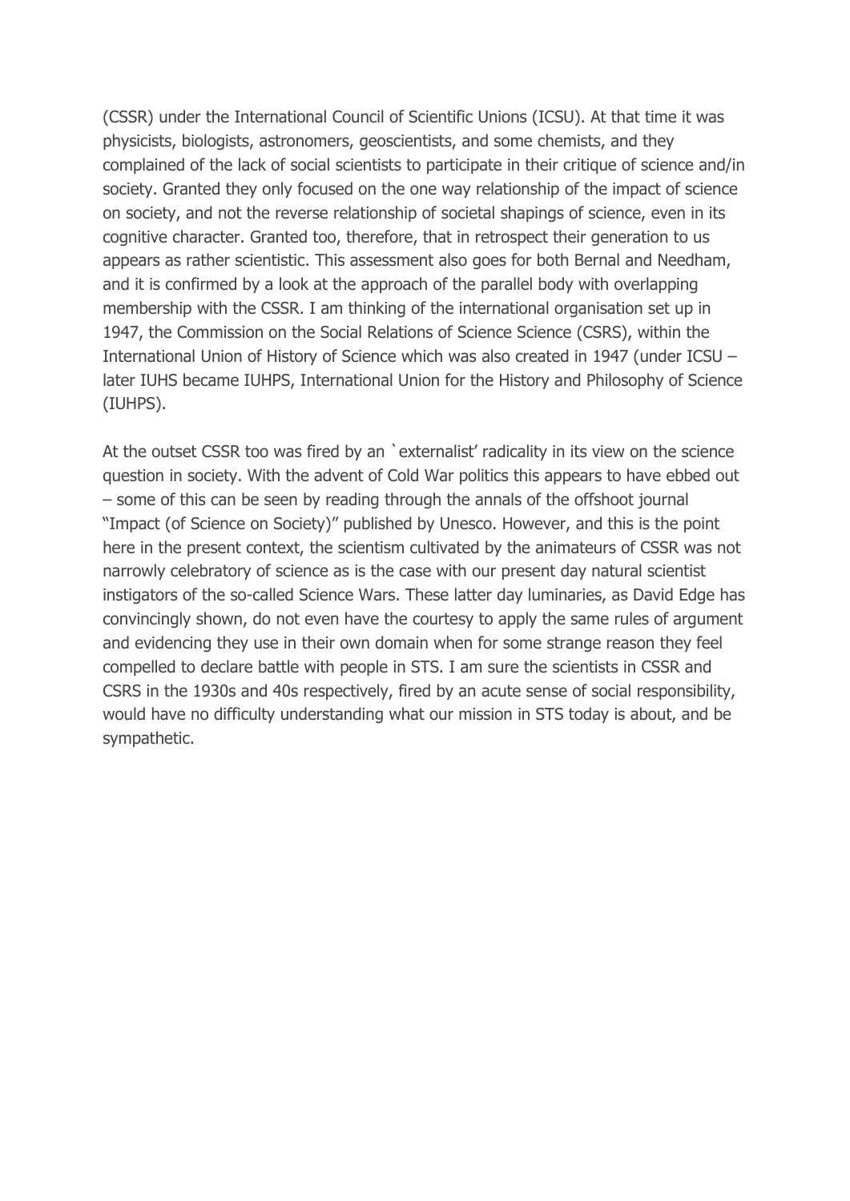(CSSR) under the International Council of Scientific Unions (ICSU). At that time it was physicists, biologists, astronomers, geoscientists, and some chemists, and they complained of the lack of social scientists to participate in their critique of science and/in society. Granted they only focused on the one way relationship of the impact of science on society, and not the reverse relationship of societal shapings of science, even in its cognitive character. Granted too, therefore, that in retrospect their generation to us appears as rather scientistic. This assessment also goes for both Bernal and Needham, and it is confirmed by a look at the approach of the parallel body with overlapping membership with the CSSR. I am thinking of the international organisation set up in 1947, the Commission on the Social Relations of Science Science (CSRS), within the International Union of History of Science which was also created in 1947 (under ICSU – later IUHS became IUHPS, International Union for the History and Philosophy of Science (IUHPS).

At the outset CSSR too was fired by an `externalist' radicality in its view on the science question in society. With the advent of Cold War politics this appears to have ebbed out – some of this can be seen by reading through the annals of the offshoot journal "Impact (of Science on Society)" published by Unesco. However, and this is the point here in the present context, the scientism cultivated by the animateurs of CSSR was not narrowly celebratory of science as is the case with our present day natural scientist instigators of the so-called Science Wars. These latter day luminaries, as David Edge has convincingly shown, do not even have the courtesy to apply the same rules of argument and evidencing they use in their own domain when for some strange reason they feel compelled to declare battle with people in STS. I am sure the scientists in CSSR and CSRS in the 1930s and 40s respectively, fired by an acute sense of social responsibility, would have no difficulty understanding what our mission in STS today is about, and be sympathetic.